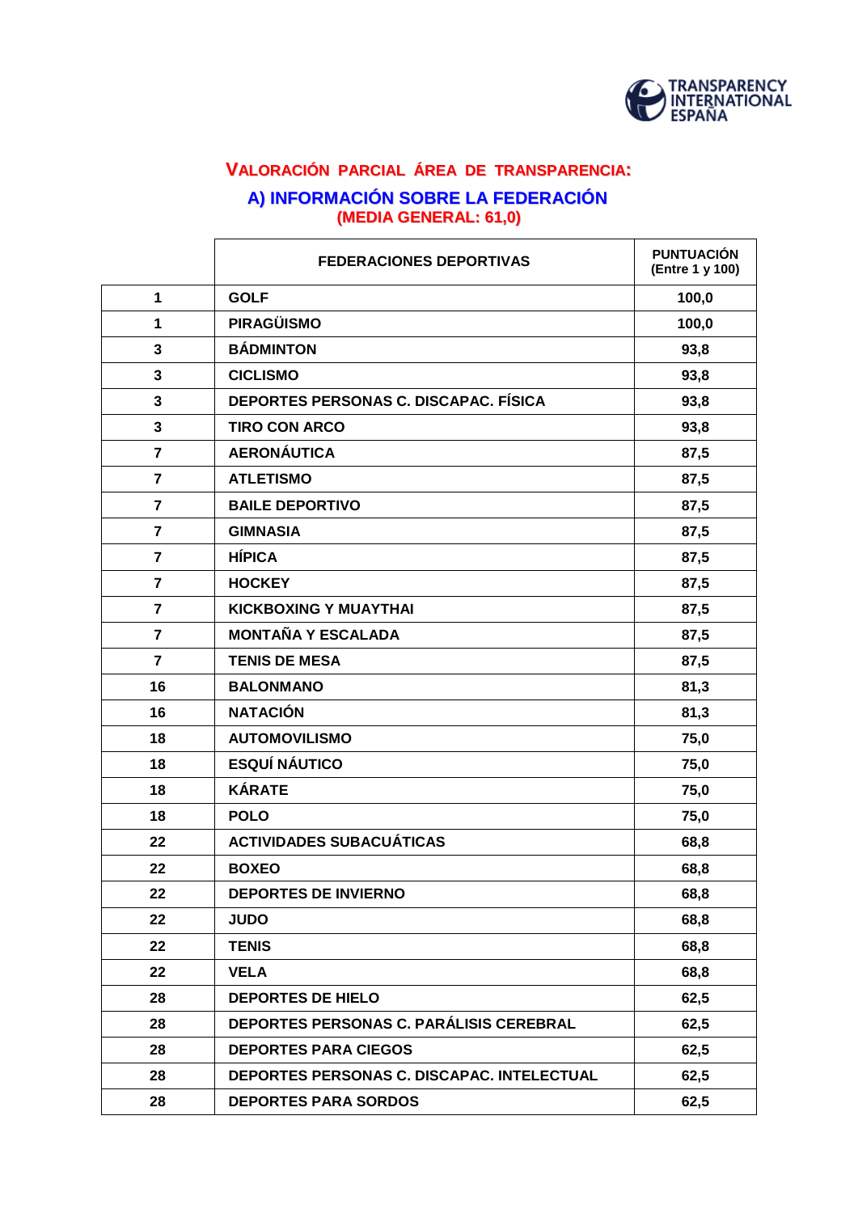## VALORACIÓN PARCIAL ÁREA DE TRANSPARENCIA:

### A) INFORMACIÓN SOBRE LA FEDERACIÓN

**(MEDIA GENERAL: 61,0)**

| | FEDERACIONES DEPORTIVAS | PUNTUACIÓN (Entre 1 y 100) |
|---|---|---|
| 1 | GOLF | 100,0 |
| 1 | PIRAGÜISMO | 100,0 |
| 3 | BÁDMINTON | 93,8 |
| 3 | CICLISMO | 93,8 |
| 3 | DEPORTES PERSONAS C. DISCAPAC. FÍSICA | 93,8 |
| 3 | TIRO CON ARCO | 93,8 |
| 7 | AERONÁUTICA | 87,5 |
| 7 | ATLETISMO | 87,5 |
| 7 | BAILE DEPORTIVO | 87,5 |
| 7 | GIMNASIA | 87,5 |
| 7 | HÍPICA | 87,5 |
| 7 | HOCKEY | 87,5 |
| 7 | KICKBOXING Y MUAYTHAI | 87,5 |
| 7 | MONTAÑA Y ESCALADA | 87,5 |
| 7 | TENIS DE MESA | 87,5 |
| 16 | BALONMANO | 81,3 |
| 16 | NATACIÓN | 81,3 |
| 18 | AUTOMOVILISMO | 75,0 |
| 18 | ESQUÍ NÁUTICO | 75,0 |
| 18 | KÁRATE | 75,0 |
| 18 | POLO | 75,0 |
| 22 | ACTIVIDADES SUBACUÁTICAS | 68,8 |
| 22 | BOXEO | 68,8 |
| 22 | DEPORTES DE INVIERNO | 68,8 |
| 22 | JUDO | 68,8 |
| 22 | TENIS | 68,8 |
| 22 | VELA | 68,8 |
| 28 | DEPORTES DE HIELO | 62,5 |
| 28 | DEPORTES PERSONAS C. PARÁLISIS CEREBRAL | 62,5 |
| 28 | DEPORTES PARA CIEGOS | 62,5 |
| 28 | DEPORTES PERSONAS C. DISCAPAC. INTELECTUAL | 62,5 |
| 28 | DEPORTES PARA SORDOS | 62,5 |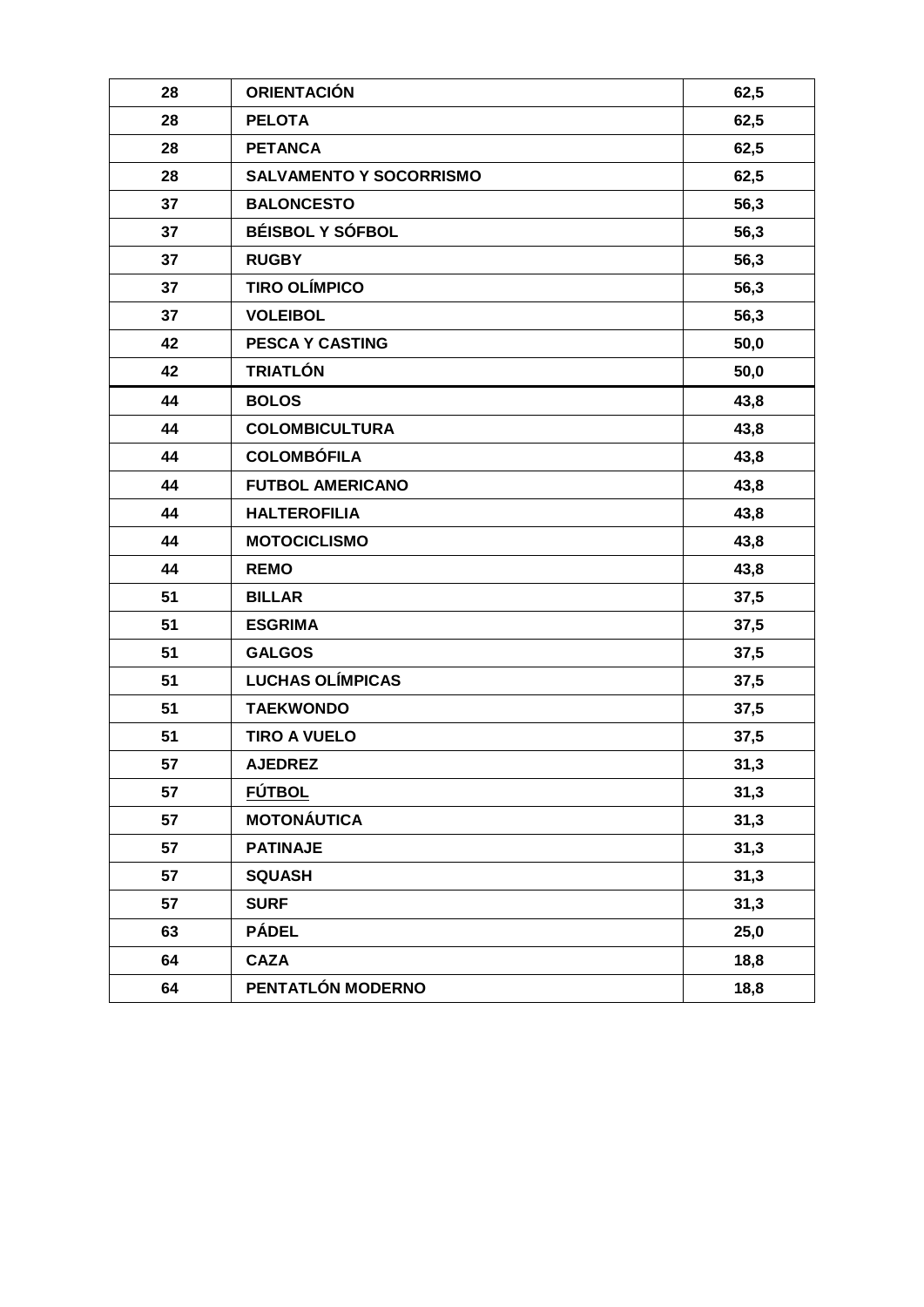| 28 | **ORIENTACIÓN** | **62,5** |
|---|---|---|
| 28 | **PELOTA** | **62,5** |
| 28 | **PETANCA** | **62,5** |
| 28 | **SALVAMENTO Y SOCORRISMO** | **62,5** |
| 37 | **BALONCESTO** | **56,3** |
| 37 | **BÉISBOL Y SÓFBOL** | **56,3** |
| 37 | **RUGBY** | **56,3** |
| 37 | **TIRO OLÍMPICO** | **56,3** |
| 37 | **VOLEIBOL** | **56,3** |
| 42 | **PESCA Y CASTING** | **50,0** |
| 42 | **TRIATLÓN** | **50,0** |
| 44 | **BOLOS** | **43,8** |
| 44 | **COLOMBICULTURA** | **43,8** |
| 44 | **COLOMBÓFILA** | **43,8** |
| 44 | **FUTBOL AMERICANO** | **43,8** |
| 44 | **HALTEROFILIA** | **43,8** |
| 44 | **MOTOCICLISMO** | **43,8** |
| 44 | **REMO** | **43,8** |
| 51 | **BILLAR** | **37,5** |
| 51 | **ESGRIMA** | **37,5** |
| 51 | **GALGOS** | **37,5** |
| 51 | **LUCHAS OLÍMPICAS** | **37,5** |
| 51 | **TAEKWONDO** | **37,5** |
| 51 | **TIRO A VUELO** | **37,5** |
| 57 | **AJEDREZ** | **31,3** |
| 57 | **FÚTBOL** | **31,3** |
| 57 | **MOTONÁUTICA** | **31,3** |
| 57 | **PATINAJE** | **31,3** |
| 57 | **SQUASH** | **31,3** |
| 57 | **SURF** | **31,3** |
| 63 | **PÁDEL** | **25,0** |
| 64 | **CAZA** | **18,8** |
| 64 | **PENTATLÓN MODERNO** | **18,8** |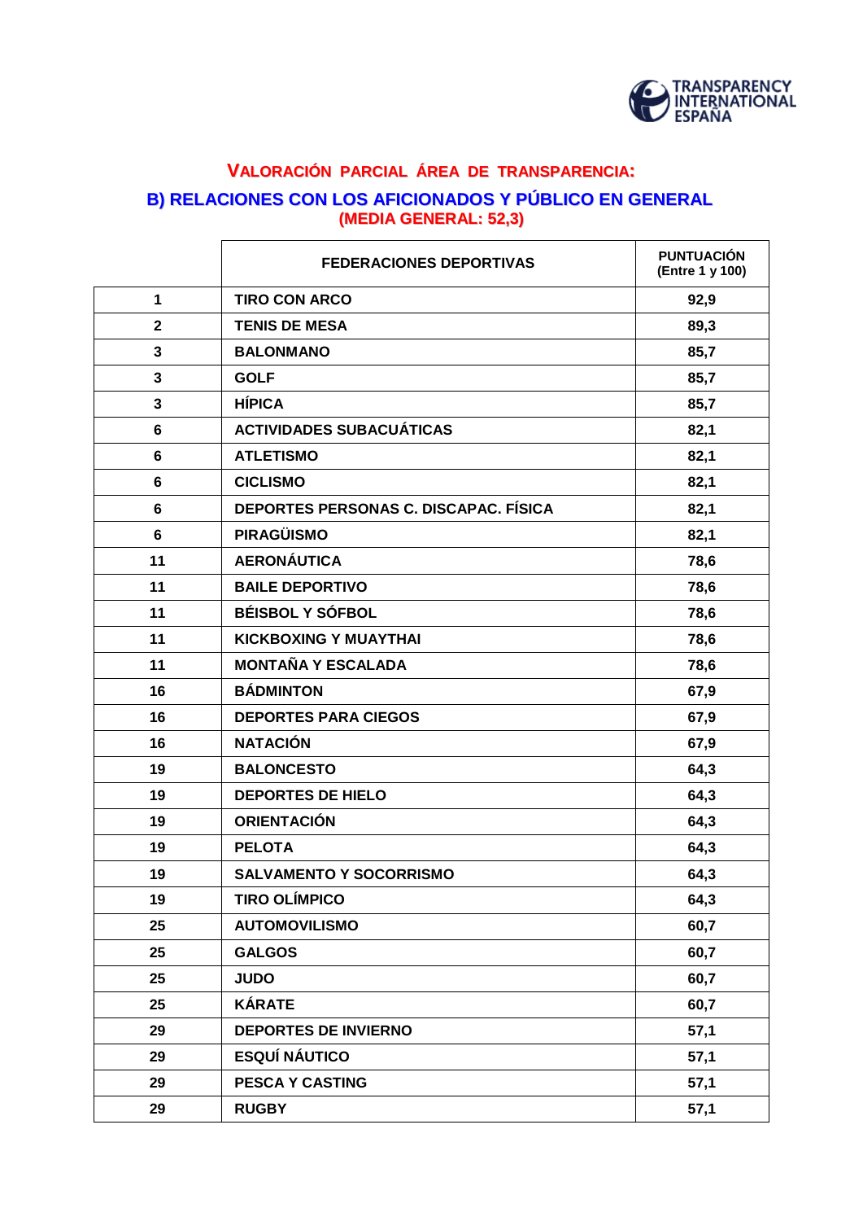## VALORACIÓN PARCIAL ÁREA DE TRANSPARENCIA:

## B) RELACIONES CON LOS AFICIONADOS Y PÚBLICO EN GENERAL

**(MEDIA GENERAL: 52,3)**

| | FEDERACIONES DEPORTIVAS | PUNTUACIÓN (Entre 1 y 100) |
|---|---|---|
| 1 | TIRO CON ARCO | 92,9 |
| 2 | TENIS DE MESA | 89,3 |
| 3 | BALONMANO | 85,7 |
| 3 | GOLF | 85,7 |
| 3 | HÍPICA | 85,7 |
| 6 | ACTIVIDADES SUBACUÁTICAS | 82,1 |
| 6 | ATLETISMO | 82,1 |
| 6 | CICLISMO | 82,1 |
| 6 | DEPORTES PERSONAS C. DISCAPAC. FÍSICA | 82,1 |
| 6 | PIRAGÜISMO | 82,1 |
| 11 | AERONÁUTICA | 78,6 |
| 11 | BAILE DEPORTIVO | 78,6 |
| 11 | BÉISBOL Y SÓFBOL | 78,6 |
| 11 | KICKBOXING Y MUAYTHAI | 78,6 |
| 11 | MONTAÑA Y ESCALADA | 78,6 |
| 16 | BÁDMINTON | 67,9 |
| 16 | DEPORTES PARA CIEGOS | 67,9 |
| 16 | NATACIÓN | 67,9 |
| 19 | BALONCESTO | 64,3 |
| 19 | DEPORTES DE HIELO | 64,3 |
| 19 | ORIENTACIÓN | 64,3 |
| 19 | PELOTA | 64,3 |
| 19 | SALVAMENTO Y SOCORRISMO | 64,3 |
| 19 | TIRO OLÍMPICO | 64,3 |
| 25 | AUTOMOVILISMO | 60,7 |
| 25 | GALGOS | 60,7 |
| 25 | JUDO | 60,7 |
| 25 | KÁRATE | 60,7 |
| 29 | DEPORTES DE INVIERNO | 57,1 |
| 29 | ESQUÍ NÁUTICO | 57,1 |
| 29 | PESCA Y CASTING | 57,1 |
| 29 | RUGBY | 57,1 |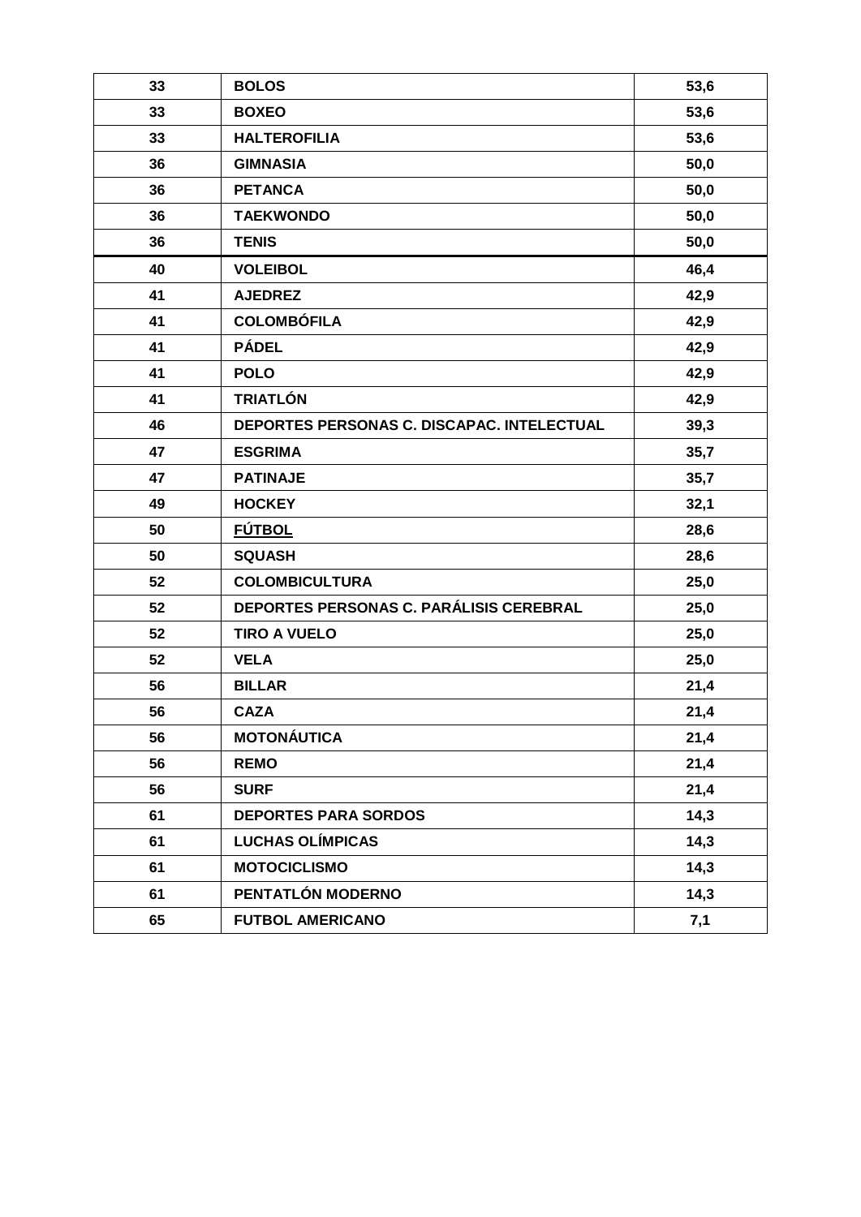| | | |
|---|---|---|
| **33** | **BOLOS** | **53,6** |
| **33** | **BOXEO** | **53,6** |
| **33** | **HALTEROFILIA** | **53,6** |
| **36** | **GIMNASIA** | **50,0** |
| **36** | **PETANCA** | **50,0** |
| **36** | **TAEKWONDO** | **50,0** |
| **36** | **TENIS** | **50,0** |
| **40** | **VOLEIBOL** | **46,4** |
| **41** | **AJEDREZ** | **42,9** |
| **41** | **COLOMBÓFILA** | **42,9** |
| **41** | **PÁDEL** | **42,9** |
| **41** | **POLO** | **42,9** |
| **41** | **TRIATLÓN** | **42,9** |
| **46** | **DEPORTES PERSONAS C. DISCAPAC. INTELECTUAL** | **39,3** |
| **47** | **ESGRIMA** | **35,7** |
| **47** | **PATINAJE** | **35,7** |
| **49** | **HOCKEY** | **32,1** |
| **50** | **FÚTBOL** | **28,6** |
| **50** | **SQUASH** | **28,6** |
| **52** | **COLOMBICULTURA** | **25,0** |
| **52** | **DEPORTES PERSONAS C. PARÁLISIS CEREBRAL** | **25,0** |
| **52** | **TIRO A VUELO** | **25,0** |
| **52** | **VELA** | **25,0** |
| **56** | **BILLAR** | **21,4** |
| **56** | **CAZA** | **21,4** |
| **56** | **MOTONÁUTICA** | **21,4** |
| **56** | **REMO** | **21,4** |
| **56** | **SURF** | **21,4** |
| **61** | **DEPORTES PARA SORDOS** | **14,3** |
| **61** | **LUCHAS OLÍMPICAS** | **14,3** |
| **61** | **MOTOCICLISMO** | **14,3** |
| **61** | **PENTATLÓN MODERNO** | **14,3** |
| **65** | **FUTBOL AMERICANO** | **7,1** |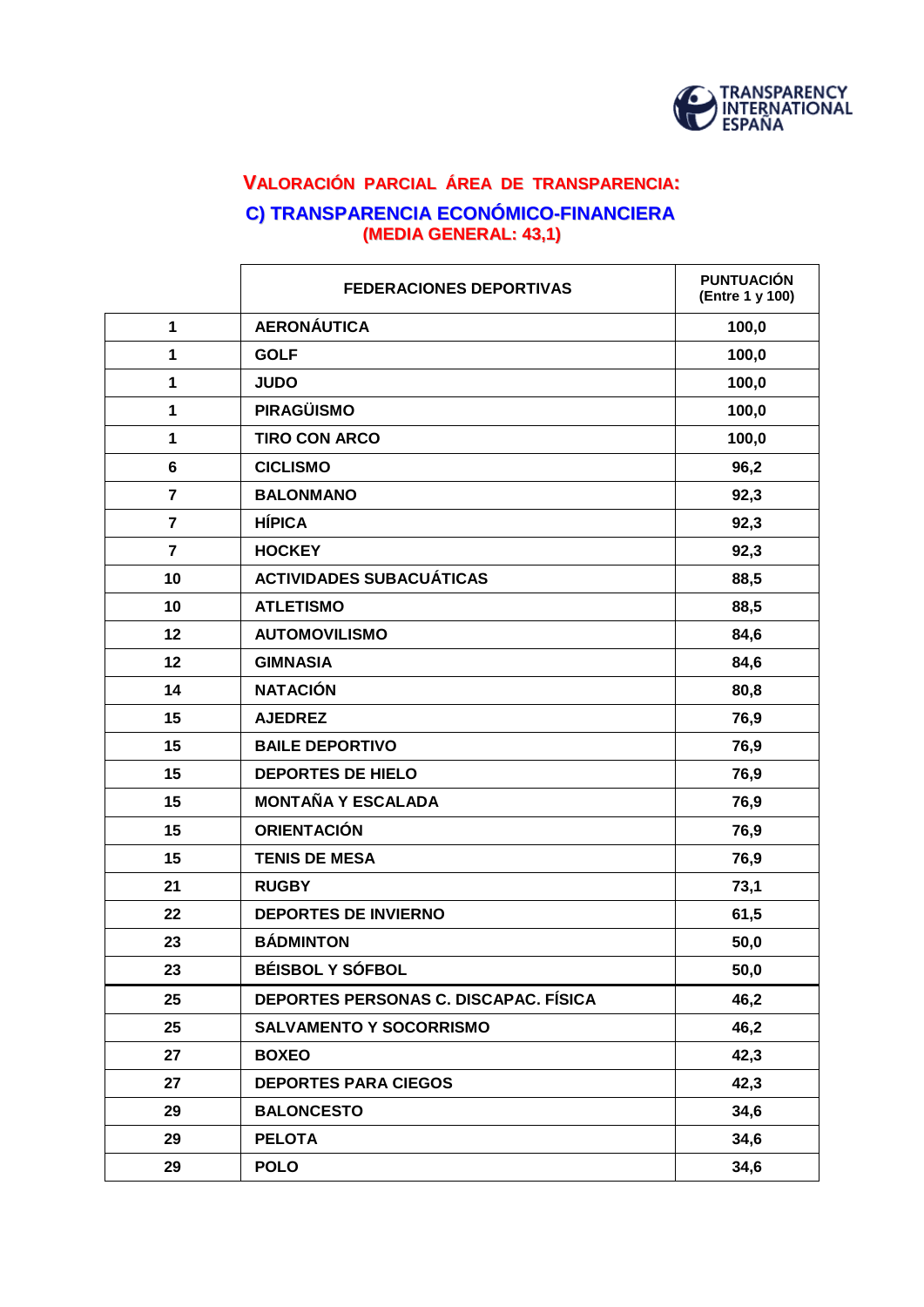## VALORACIÓN PARCIAL ÁREA DE TRANSPARENCIA:

## C) TRANSPARENCIA ECONÓMICO-FINANCIERA

**(MEDIA GENERAL: 43,1)**

| | FEDERACIONES DEPORTIVAS | PUNTUACIÓN (Entre 1 y 100) |
|---|---|---|
| 1 | AERONÁUTICA | 100,0 |
| 1 | GOLF | 100,0 |
| 1 | JUDO | 100,0 |
| 1 | PIRAGÜISMO | 100,0 |
| 1 | TIRO CON ARCO | 100,0 |
| 6 | CICLISMO | 96,2 |
| 7 | BALONMANO | 92,3 |
| 7 | HÍPICA | 92,3 |
| 7 | HOCKEY | 92,3 |
| 10 | ACTIVIDADES SUBACUÁTICAS | 88,5 |
| 10 | ATLETISMO | 88,5 |
| 12 | AUTOMOVILISMO | 84,6 |
| 12 | GIMNASIA | 84,6 |
| 14 | NATACIÓN | 80,8 |
| 15 | AJEDREZ | 76,9 |
| 15 | BAILE DEPORTIVO | 76,9 |
| 15 | DEPORTES DE HIELO | 76,9 |
| 15 | MONTAÑA Y ESCALADA | 76,9 |
| 15 | ORIENTACIÓN | 76,9 |
| 15 | TENIS DE MESA | 76,9 |
| 21 | RUGBY | 73,1 |
| 22 | DEPORTES DE INVIERNO | 61,5 |
| 23 | BÁDMINTON | 50,0 |
| 23 | BÉISBOL Y SÓFBOL | 50,0 |
| 25 | DEPORTES PERSONAS C. DISCAPAC. FÍSICA | 46,2 |
| 25 | SALVAMENTO Y SOCORRISMO | 46,2 |
| 27 | BOXEO | 42,3 |
| 27 | DEPORTES PARA CIEGOS | 42,3 |
| 29 | BALONCESTO | 34,6 |
| 29 | PELOTA | 34,6 |
| 29 | POLO | 34,6 |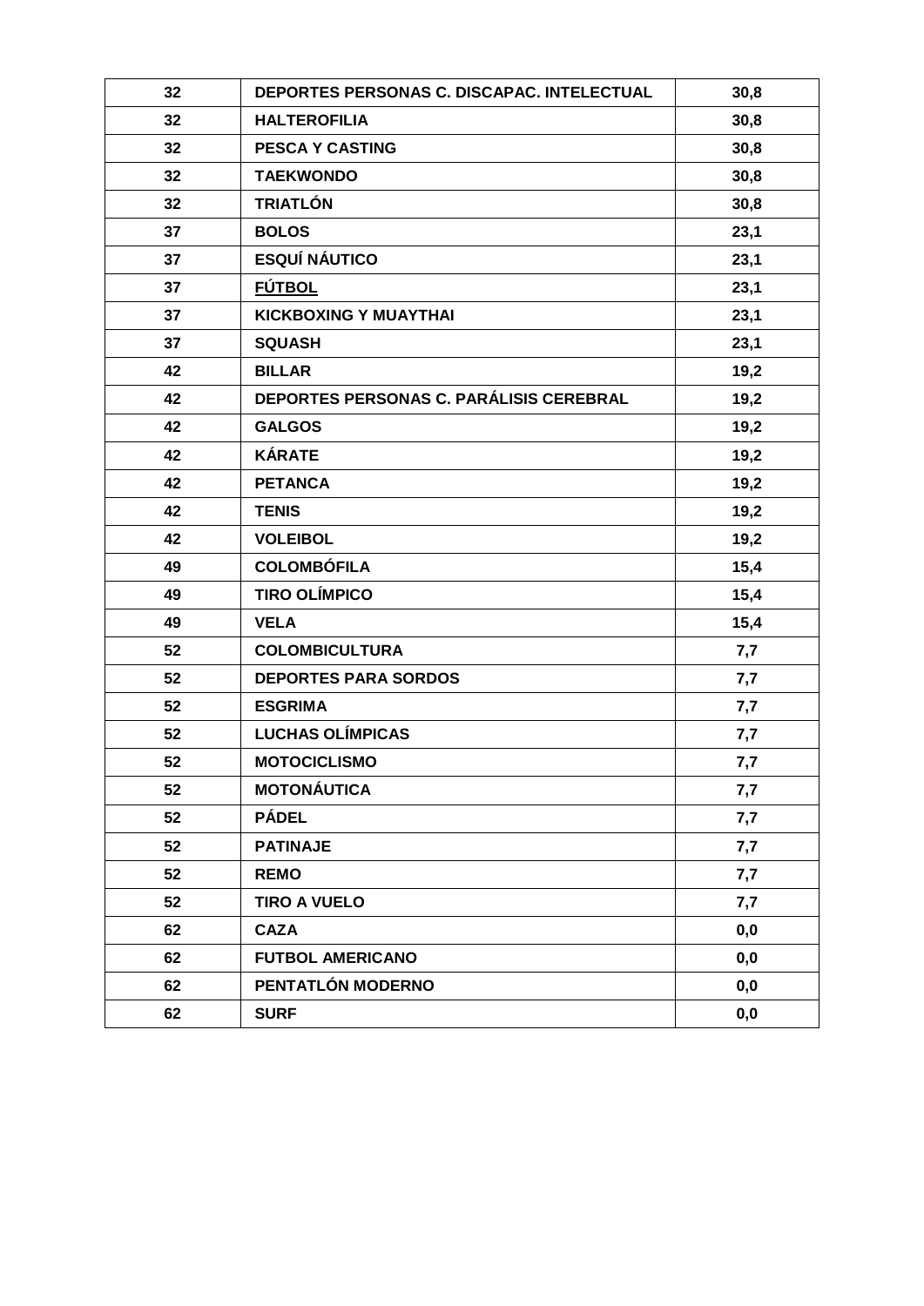| 32 | **DEPORTES PERSONAS C. DISCAPAC. INTELECTUAL** | 30,8 |
|---|---|---|
| 32 | **HALTEROFILIA** | 30,8 |
| 32 | **PESCA Y CASTING** | 30,8 |
| 32 | **TAEKWONDO** | 30,8 |
| 32 | **TRIATLÓN** | 30,8 |
| 37 | **BOLOS** | 23,1 |
| 37 | **ESQUÍ NÁUTICO** | 23,1 |
| 37 | **FÚTBOL** | 23,1 |
| 37 | **KICKBOXING Y MUAYTHAI** | 23,1 |
| 37 | **SQUASH** | 23,1 |
| 42 | **BILLAR** | 19,2 |
| 42 | **DEPORTES PERSONAS C. PARÁLISIS CEREBRAL** | 19,2 |
| 42 | **GALGOS** | 19,2 |
| 42 | **KÁRATE** | 19,2 |
| 42 | **PETANCA** | 19,2 |
| 42 | **TENIS** | 19,2 |
| 42 | **VOLEIBOL** | 19,2 |
| 49 | **COLOMBÓFILA** | 15,4 |
| 49 | **TIRO OLÍMPICO** | 15,4 |
| 49 | **VELA** | 15,4 |
| 52 | **COLOMBICULTURA** | 7,7 |
| 52 | **DEPORTES PARA SORDOS** | 7,7 |
| 52 | **ESGRIMA** | 7,7 |
| 52 | **LUCHAS OLÍMPICAS** | 7,7 |
| 52 | **MOTOCICLISMO** | 7,7 |
| 52 | **MOTONÁUTICA** | 7,7 |
| 52 | **PÁDEL** | 7,7 |
| 52 | **PATINAJE** | 7,7 |
| 52 | **REMO** | 7,7 |
| 52 | **TIRO A VUELO** | 7,7 |
| 62 | **CAZA** | 0,0 |
| 62 | **FUTBOL AMERICANO** | 0,0 |
| 62 | **PENTATLÓN MODERNO** | 0,0 |
| 62 | **SURF** | 0,0 |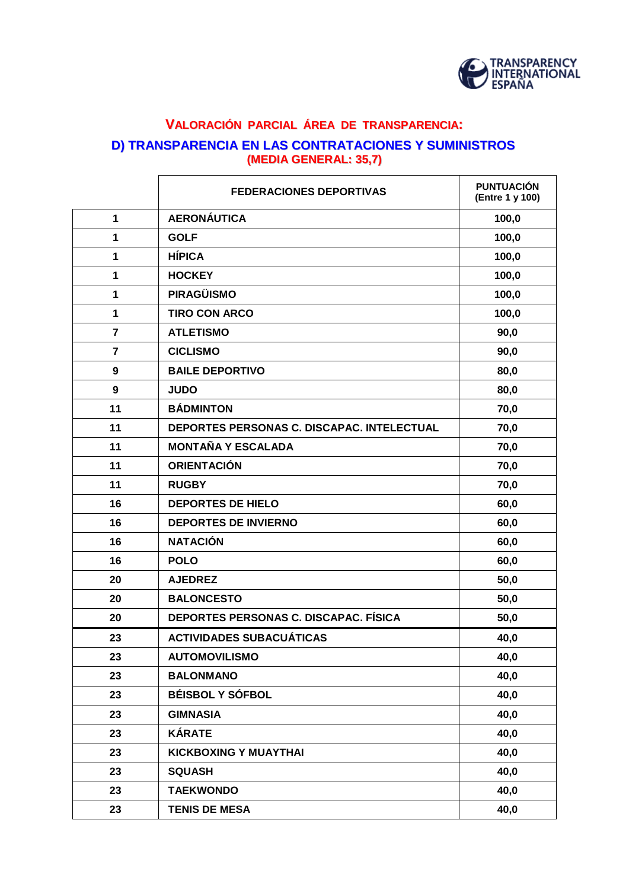TRANSPARENCY INTERNATIONAL ESPAÑA

## VALORACIÓN PARCIAL ÁREA DE TRANSPARENCIA:

## D) TRANSPARENCIA EN LAS CONTRATACIONES Y SUMINISTROS

**(MEDIA GENERAL: 35,7)**

| | FEDERACIONES DEPORTIVAS | PUNTUACIÓN (Entre 1 y 100) |
|---|---|---|
| 1 | AERONÁUTICA | 100,0 |
| 1 | GOLF | 100,0 |
| 1 | HÍPICA | 100,0 |
| 1 | HOCKEY | 100,0 |
| 1 | PIRAGÜISMO | 100,0 |
| 1 | TIRO CON ARCO | 100,0 |
| 7 | ATLETISMO | 90,0 |
| 7 | CICLISMO | 90,0 |
| 9 | BAILE DEPORTIVO | 80,0 |
| 9 | JUDO | 80,0 |
| 11 | BÁDMINTON | 70,0 |
| 11 | DEPORTES PERSONAS C. DISCAPAC. INTELECTUAL | 70,0 |
| 11 | MONTAÑA Y ESCALADA | 70,0 |
| 11 | ORIENTACIÓN | 70,0 |
| 11 | RUGBY | 70,0 |
| 16 | DEPORTES DE HIELO | 60,0 |
| 16 | DEPORTES DE INVIERNO | 60,0 |
| 16 | NATACIÓN | 60,0 |
| 16 | POLO | 60,0 |
| 20 | AJEDREZ | 50,0 |
| 20 | BALONCESTO | 50,0 |
| 20 | DEPORTES PERSONAS C. DISCAPAC. FÍSICA | 50,0 |
| 23 | ACTIVIDADES SUBACUÁTICAS | 40,0 |
| 23 | AUTOMOVILISMO | 40,0 |
| 23 | BALONMANO | 40,0 |
| 23 | BÉISBOL Y SÓFBOL | 40,0 |
| 23 | GIMNASIA | 40,0 |
| 23 | KÁRATE | 40,0 |
| 23 | KICKBOXING Y MUAYTHAI | 40,0 |
| 23 | SQUASH | 40,0 |
| 23 | TAEKWONDO | 40,0 |
| 23 | TENIS DE MESA | 40,0 |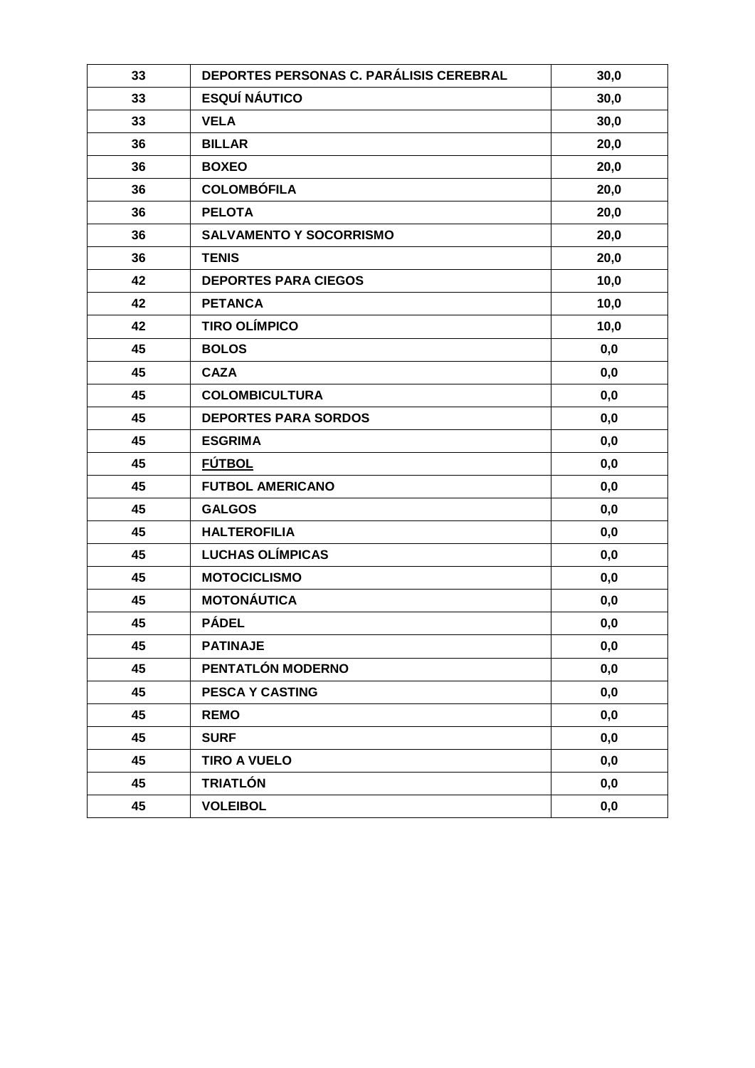| | | |
|---|---|---|
| 33 | **DEPORTES PERSONAS C. PARÁLISIS CEREBRAL** | 30,0 |
| 33 | **ESQUÍ NÁUTICO** | 30,0 |
| 33 | **VELA** | 30,0 |
| 36 | **BILLAR** | 20,0 |
| 36 | **BOXEO** | 20,0 |
| 36 | **COLOMBÓFILA** | 20,0 |
| 36 | **PELOTA** | 20,0 |
| 36 | **SALVAMENTO Y SOCORRISMO** | 20,0 |
| 36 | **TENIS** | 20,0 |
| 42 | **DEPORTES PARA CIEGOS** | 10,0 |
| 42 | **PETANCA** | 10,0 |
| 42 | **TIRO OLÍMPICO** | 10,0 |
| 45 | **BOLOS** | 0,0 |
| 45 | **CAZA** | 0,0 |
| 45 | **COLOMBICULTURA** | 0,0 |
| 45 | **DEPORTES PARA SORDOS** | 0,0 |
| 45 | **ESGRIMA** | 0,0 |
| 45 | **FÚTBOL** | 0,0 |
| 45 | **FUTBOL AMERICANO** | 0,0 |
| 45 | **GALGOS** | 0,0 |
| 45 | **HALTEROFILIA** | 0,0 |
| 45 | **LUCHAS OLÍMPICAS** | 0,0 |
| 45 | **MOTOCICLISMO** | 0,0 |
| 45 | **MOTONÁUTICA** | 0,0 |
| 45 | **PÁDEL** | 0,0 |
| 45 | **PATINAJE** | 0,0 |
| 45 | **PENTATLÓN MODERNO** | 0,0 |
| 45 | **PESCA Y CASTING** | 0,0 |
| 45 | **REMO** | 0,0 |
| 45 | **SURF** | 0,0 |
| 45 | **TIRO A VUELO** | 0,0 |
| 45 | **TRIATLÓN** | 0,0 |
| 45 | **VOLEIBOL** | 0,0 |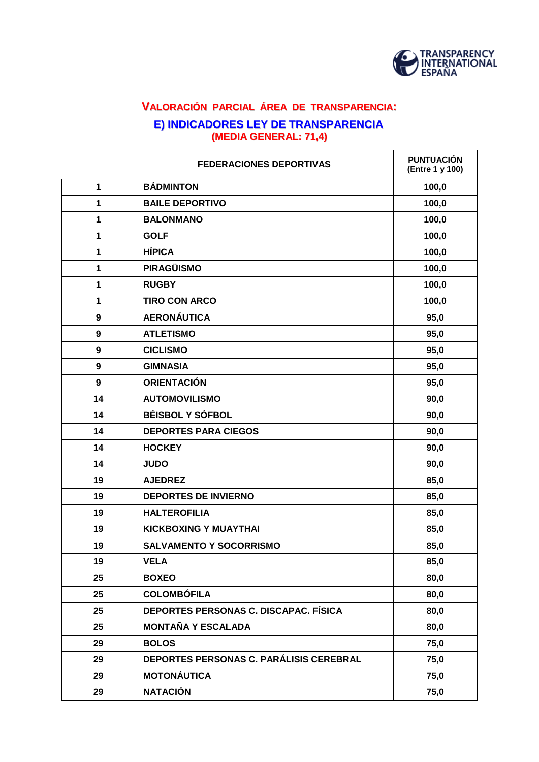## VALORACIÓN PARCIAL ÁREA DE TRANSPARENCIA:

## E) INDICADORES LEY DE TRANSPARENCIA

**(MEDIA GENERAL: 71,4)**

| | FEDERACIONES DEPORTIVAS | PUNTUACIÓN (Entre 1 y 100) |
|---|---|---|
| 1 | BÁDMINTON | 100,0 |
| 1 | BAILE DEPORTIVO | 100,0 |
| 1 | BALONMANO | 100,0 |
| 1 | GOLF | 100,0 |
| 1 | HÍPICA | 100,0 |
| 1 | PIRAGÜISMO | 100,0 |
| 1 | RUGBY | 100,0 |
| 1 | TIRO CON ARCO | 100,0 |
| 9 | AERONÁUTICA | 95,0 |
| 9 | ATLETISMO | 95,0 |
| 9 | CICLISMO | 95,0 |
| 9 | GIMNASIA | 95,0 |
| 9 | ORIENTACIÓN | 95,0 |
| 14 | AUTOMOVILISMO | 90,0 |
| 14 | BÉISBOL Y SÓFBOL | 90,0 |
| 14 | DEPORTES PARA CIEGOS | 90,0 |
| 14 | HOCKEY | 90,0 |
| 14 | JUDO | 90,0 |
| 19 | AJEDREZ | 85,0 |
| 19 | DEPORTES DE INVIERNO | 85,0 |
| 19 | HALTEROFILIA | 85,0 |
| 19 | KICKBOXING Y MUAYTHAI | 85,0 |
| 19 | SALVAMENTO Y SOCORRISMO | 85,0 |
| 19 | VELA | 85,0 |
| 25 | BOXEO | 80,0 |
| 25 | COLOMBÓFILA | 80,0 |
| 25 | DEPORTES PERSONAS C. DISCAPAC. FÍSICA | 80,0 |
| 25 | MONTAÑA Y ESCALADA | 80,0 |
| 29 | BOLOS | 75,0 |
| 29 | DEPORTES PERSONAS C. PARÁLISIS CEREBRAL | 75,0 |
| 29 | MOTONÁUTICA | 75,0 |
| 29 | NATACIÓN | 75,0 |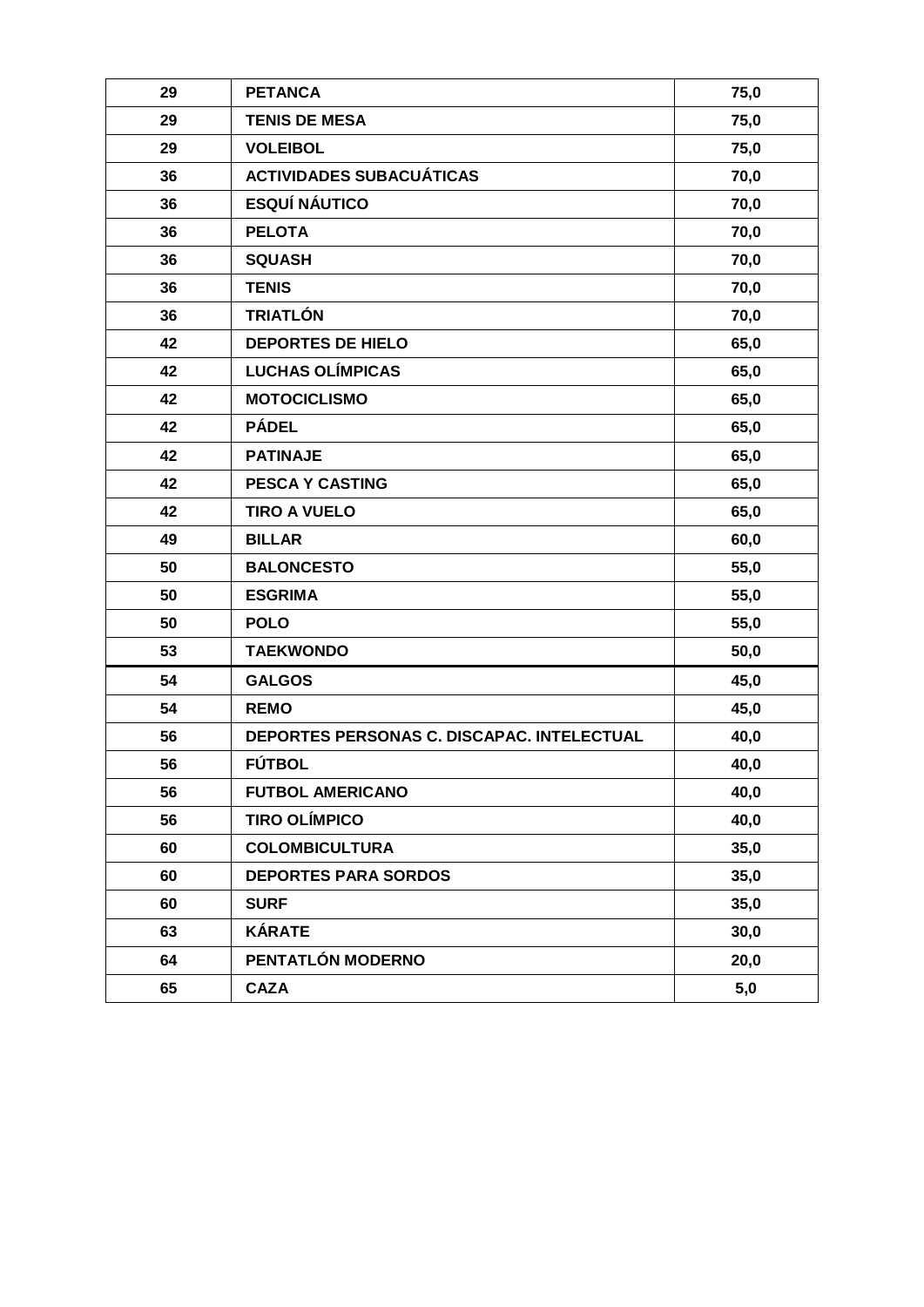| | | |
|---|---|---|
| **29** | **PETANCA** | **75,0** |
| **29** | **TENIS DE MESA** | **75,0** |
| **29** | **VOLEIBOL** | **75,0** |
| **36** | **ACTIVIDADES SUBACUÁTICAS** | **70,0** |
| **36** | **ESQUÍ NÁUTICO** | **70,0** |
| **36** | **PELOTA** | **70,0** |
| **36** | **SQUASH** | **70,0** |
| **36** | **TENIS** | **70,0** |
| **36** | **TRIATLÓN** | **70,0** |
| **42** | **DEPORTES DE HIELO** | **65,0** |
| **42** | **LUCHAS OLÍMPICAS** | **65,0** |
| **42** | **MOTOCICLISMO** | **65,0** |
| **42** | **PÁDEL** | **65,0** |
| **42** | **PATINAJE** | **65,0** |
| **42** | **PESCA Y CASTING** | **65,0** |
| **42** | **TIRO A VUELO** | **65,0** |
| **49** | **BILLAR** | **60,0** |
| **50** | **BALONCESTO** | **55,0** |
| **50** | **ESGRIMA** | **55,0** |
| **50** | **POLO** | **55,0** |
| **53** | **TAEKWONDO** | **50,0** |
| **54** | **GALGOS** | **45,0** |
| **54** | **REMO** | **45,0** |
| **56** | **DEPORTES PERSONAS C. DISCAPAC. INTELECTUAL** | **40,0** |
| **56** | **FÚTBOL** | **40,0** |
| **56** | **FUTBOL AMERICANO** | **40,0** |
| **56** | **TIRO OLÍMPICO** | **40,0** |
| **60** | **COLOMBICULTURA** | **35,0** |
| **60** | **DEPORTES PARA SORDOS** | **35,0** |
| **60** | **SURF** | **35,0** |
| **63** | **KÁRATE** | **30,0** |
| **64** | **PENTATLÓN MODERNO** | **20,0** |
| **65** | **CAZA** | **5,0** |